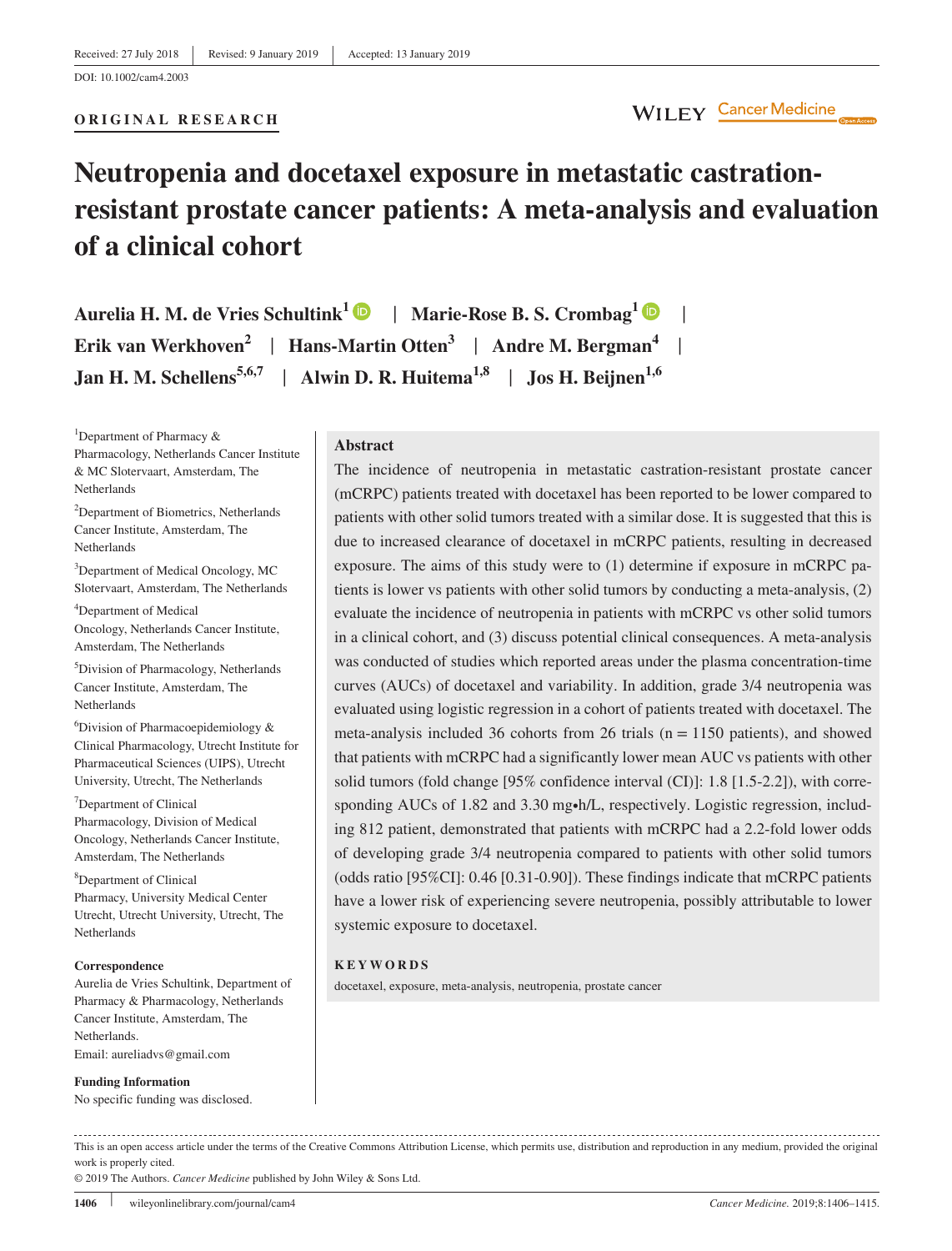Received: 27 July 2018 | Revised: 9 January 2019 | Accepted: 13 January 2019

DOI: 10.1002/cam4.2003

**ORIGINAL RESEARCH**

# Neutropenia and docetaxel exposure in metastatic castration-resistant prostate cancer patients: A meta-analysis and evaluation of a clinical cohort

**Aurelia H. M. de Vries Schultink[1] | Marie-Rose B. S. Crombag[1] | Erik van Werkhoven[2] | Hans-Martin Otten[3] | Andre M. Bergman[4] | Jan H. M. Schellens[5,6,7] | Alwin D. R. Huitema[1,8] | Jos H. Beijnen[1,6]**

[1]Department of Pharmacy & Pharmacology, Netherlands Cancer Institute & MC Slotervaart, Amsterdam, The Netherlands

[2]Department of Biometrics, Netherlands Cancer Institute, Amsterdam, The Netherlands

[3]Department of Medical Oncology, MC Slotervaart, Amsterdam, The Netherlands

[4]Department of Medical Oncology, Netherlands Cancer Institute, Amsterdam, The Netherlands

[5]Division of Pharmacology, Netherlands Cancer Institute, Amsterdam, The Netherlands

[6]Division of Pharmacoepidemiology & Clinical Pharmacology, Utrecht Institute for Pharmaceutical Sciences (UIPS), Utrecht University, Utrecht, The Netherlands

[7]Department of Clinical Pharmacology, Division of Medical Oncology, Netherlands Cancer Institute, Amsterdam, The Netherlands

[8]Department of Clinical Pharmacy, University Medical Center Utrecht, Utrecht University, Utrecht, The Netherlands

**Correspondence**

Aurelia de Vries Schultink, Department of Pharmacy & Pharmacology, Netherlands Cancer Institute, Amsterdam, The Netherlands.
Email: aureliadvs@gmail.com

**Funding Information**

No specific funding was disclosed.

## Abstract

The incidence of neutropenia in metastatic castration-resistant prostate cancer (mCRPC) patients treated with docetaxel has been reported to be lower compared to patients with other solid tumors treated with a similar dose. It is suggested that this is due to increased clearance of docetaxel in mCRPC patients, resulting in decreased exposure. The aims of this study were to (1) determine if exposure in mCRPC patients is lower vs patients with other solid tumors by conducting a meta-analysis, (2) evaluate the incidence of neutropenia in patients with mCRPC vs other solid tumors in a clinical cohort, and (3) discuss potential clinical consequences. A meta-analysis was conducted of studies which reported areas under the plasma concentration-time curves (AUCs) of docetaxel and variability. In addition, grade 3/4 neutropenia was evaluated using logistic regression in a cohort of patients treated with docetaxel. The meta-analysis included 36 cohorts from 26 trials (n = 1150 patients), and showed that patients with mCRPC had a significantly lower mean AUC vs patients with other solid tumors (fold change [95% confidence interval (CI)]: 1.8 [1.5-2.2]), with corresponding AUCs of 1.82 and 3.30 mg•h/L, respectively. Logistic regression, including 812 patient, demonstrated that patients with mCRPC had a 2.2-fold lower odds of developing grade 3/4 neutropenia compared to patients with other solid tumors (odds ratio [95%CI]: 0.46 [0.31-0.90]). These findings indicate that mCRPC patients have a lower risk of experiencing severe neutropenia, possibly attributable to lower systemic exposure to docetaxel.

**KEYWORDS**

docetaxel, exposure, meta-analysis, neutropenia, prostate cancer

This is an open access article under the terms of the Creative Commons Attribution License, which permits use, distribution and reproduction in any medium, provided the original work is properly cited.

© 2019 The Authors. *Cancer Medicine* published by John Wiley & Sons Ltd.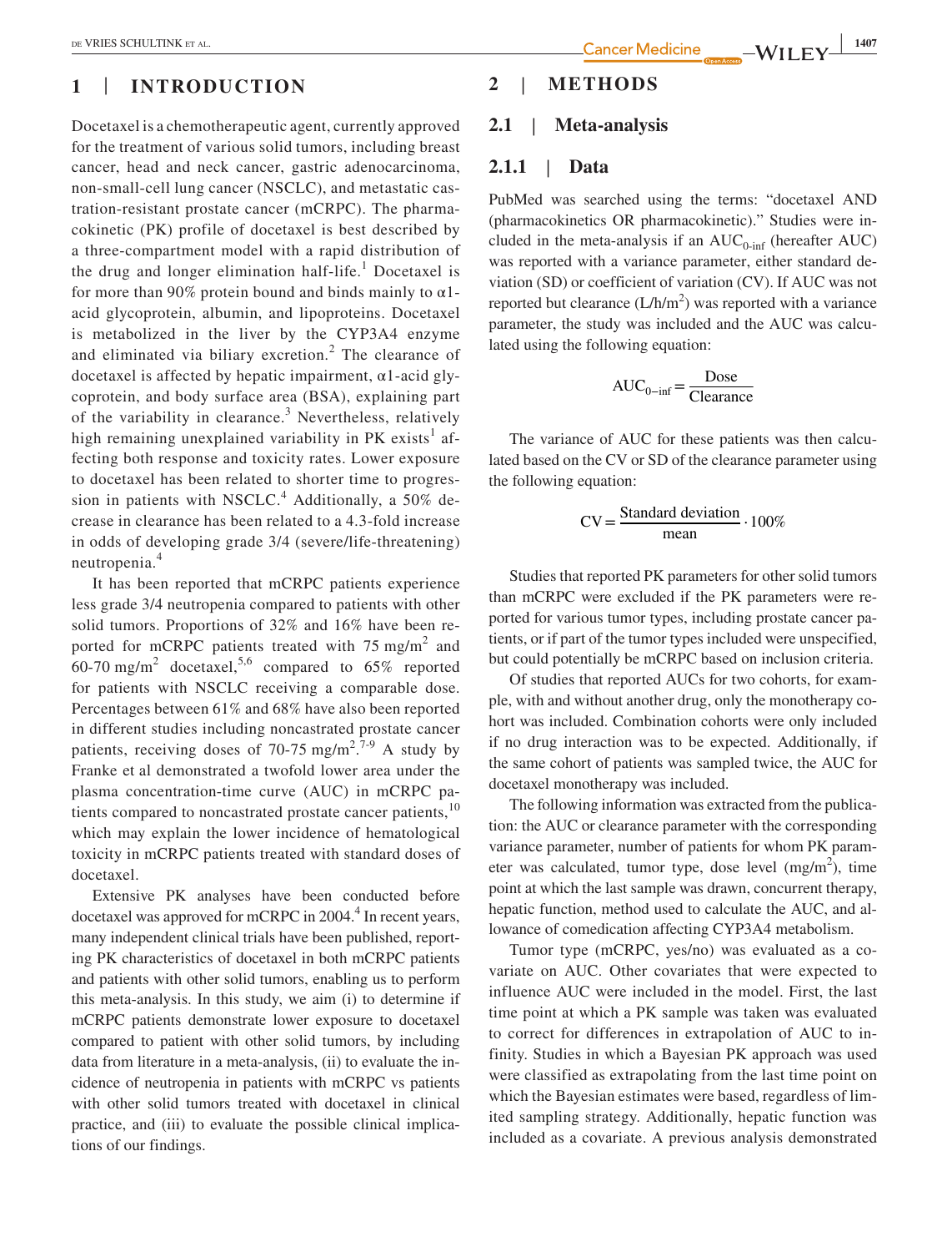# 1 | INTRODUCTION

Docetaxel is a chemotherapeutic agent, currently approved for the treatment of various solid tumors, including breast cancer, head and neck cancer, gastric adenocarcinoma, non-small-cell lung cancer (NSCLC), and metastatic castration-resistant prostate cancer (mCRPC). The pharmacokinetic (PK) profile of docetaxel is best described by a three-compartment model with a rapid distribution of the drug and longer elimination half-life.[1] Docetaxel is for more than 90% protein bound and binds mainly to α1-acid glycoprotein, albumin, and lipoproteins. Docetaxel is metabolized in the liver by the CYP3A4 enzyme and eliminated via biliary excretion.[2] The clearance of docetaxel is affected by hepatic impairment, α1-acid glycoprotein, and body surface area (BSA), explaining part of the variability in clearance.[3] Nevertheless, relatively high remaining unexplained variability in PK exists[1] affecting both response and toxicity rates. Lower exposure to docetaxel has been related to shorter time to progression in patients with NSCLC.[4] Additionally, a 50% decrease in clearance has been related to a 4.3-fold increase in odds of developing grade 3/4 (severe/life-threatening) neutropenia.[4]

It has been reported that mCRPC patients experience less grade 3/4 neutropenia compared to patients with other solid tumors. Proportions of 32% and 16% have been reported for mCRPC patients treated with 75 mg/m$^2$ and 60-70 mg/m$^2$ docetaxel,[5,6] compared to 65% reported for patients with NSCLC receiving a comparable dose. Percentages between 61% and 68% have also been reported in different studies including noncastrated prostate cancer patients, receiving doses of 70-75 mg/m$^2$.[7-9] A study by Franke et al demonstrated a twofold lower area under the plasma concentration-time curve (AUC) in mCRPC patients compared to noncastrated prostate cancer patients,[10] which may explain the lower incidence of hematological toxicity in mCRPC patients treated with standard doses of docetaxel.

Extensive PK analyses have been conducted before docetaxel was approved for mCRPC in 2004.[4] In recent years, many independent clinical trials have been published, reporting PK characteristics of docetaxel in both mCRPC patients and patients with other solid tumors, enabling us to perform this meta-analysis. In this study, we aim (i) to determine if mCRPC patients demonstrate lower exposure to docetaxel compared to patient with other solid tumors, by including data from literature in a meta-analysis, (ii) to evaluate the incidence of neutropenia in patients with mCRPC vs patients with other solid tumors treated with docetaxel in clinical practice, and (iii) to evaluate the possible clinical implications of our findings.

# 2 | METHODS

## 2.1 | Meta-analysis

### 2.1.1 | Data

PubMed was searched using the terms: "docetaxel AND (pharmacokinetics OR pharmacokinetic)." Studies were included in the meta-analysis if an $AUC_{0\text{-inf}}$ (hereafter AUC) was reported with a variance parameter, either standard deviation (SD) or coefficient of variation (CV). If AUC was not reported but clearance (L/h/m$^2$) was reported with a variance parameter, the study was included and the AUC was calculated using the following equation:

$$AUC_{0-\text{inf}} = \frac{\text{Dose}}{\text{Clearance}}$$

The variance of AUC for these patients was then calculated based on the CV or SD of the clearance parameter using the following equation:

$$CV = \frac{\text{Standard deviation}}{\text{mean}} \cdot 100\%$$

Studies that reported PK parameters for other solid tumors than mCRPC were excluded if the PK parameters were reported for various tumor types, including prostate cancer patients, or if part of the tumor types included were unspecified, but could potentially be mCRPC based on inclusion criteria.

Of studies that reported AUCs for two cohorts, for example, with and without another drug, only the monotherapy cohort was included. Combination cohorts were only included if no drug interaction was to be expected. Additionally, if the same cohort of patients was sampled twice, the AUC for docetaxel monotherapy was included.

The following information was extracted from the publication: the AUC or clearance parameter with the corresponding variance parameter, number of patients for whom PK parameter was calculated, tumor type, dose level (mg/m$^2$), time point at which the last sample was drawn, concurrent therapy, hepatic function, method used to calculate the AUC, and allowance of comedication affecting CYP3A4 metabolism.

Tumor type (mCRPC, yes/no) was evaluated as a covariate on AUC. Other covariates that were expected to influence AUC were included in the model. First, the last time point at which a PK sample was taken was evaluated to correct for differences in extrapolation of AUC to infinity. Studies in which a Bayesian PK approach was used were classified as extrapolating from the last time point on which the Bayesian estimates were based, regardless of limited sampling strategy. Additionally, hepatic function was included as a covariate. A previous analysis demonstrated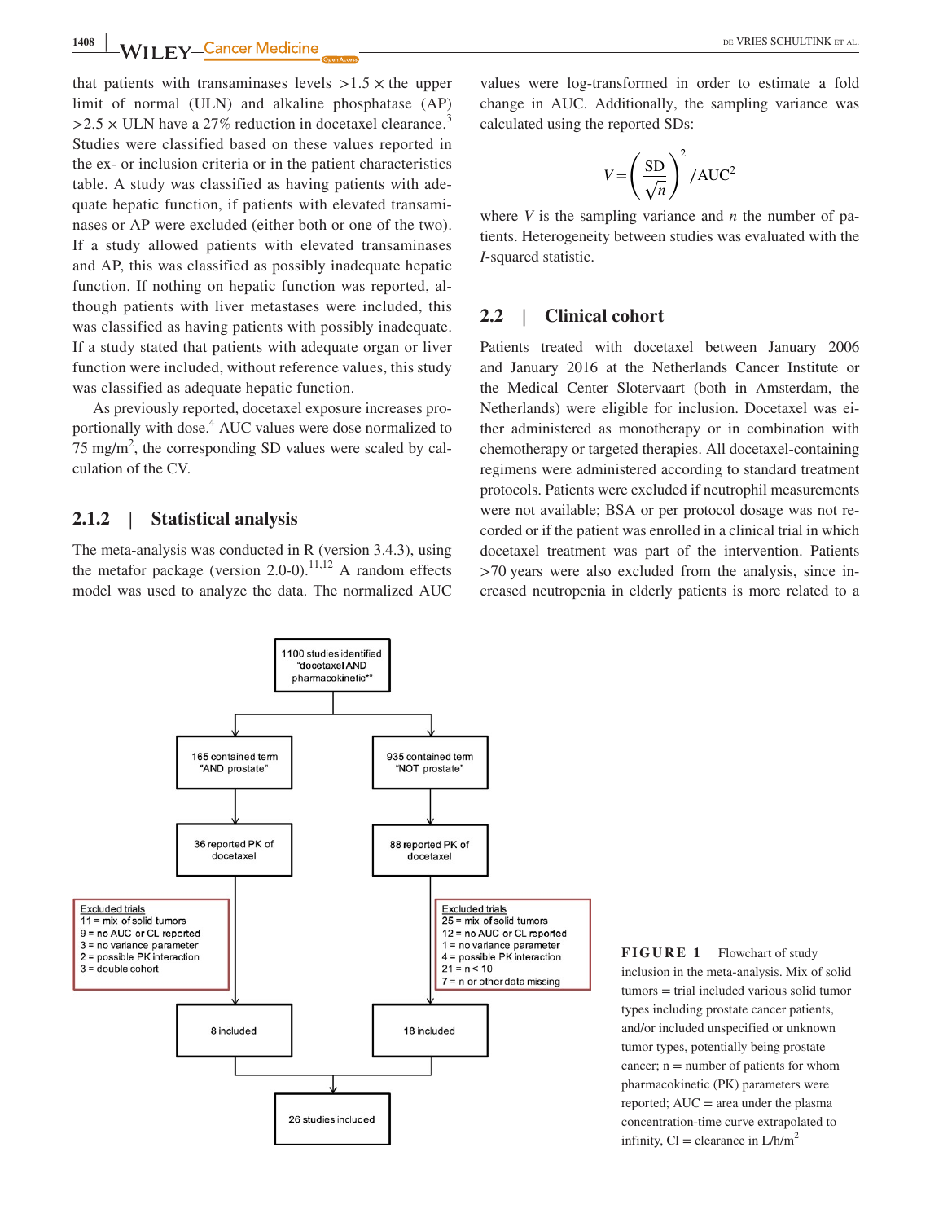that patients with transaminases levels >1.5 × the upper limit of normal (ULN) and alkaline phosphatase (AP) >2.5 × ULN have a 27% reduction in docetaxel clearance.[3] Studies were classified based on these values reported in the ex- or inclusion criteria or in the patient characteristics table. A study was classified as having patients with adequate hepatic function, if patients with elevated transaminases or AP were excluded (either both or one of the two). If a study allowed patients with elevated transaminases and AP, this was classified as possibly inadequate hepatic function. If nothing on hepatic function was reported, although patients with liver metastases were included, this was classified as having patients with possibly inadequate. If a study stated that patients with adequate organ or liver function were included, without reference values, this study was classified as adequate hepatic function.

As previously reported, docetaxel exposure increases proportionally with dose.[4] AUC values were dose normalized to 75 mg/m$^2$, the corresponding SD values were scaled by calculation of the CV.

### 2.1.2 | Statistical analysis

The meta-analysis was conducted in R (version 3.4.3), using the metafor package (version 2.0-0).[11,12] A random effects model was used to analyze the data. The normalized AUC values were log-transformed in order to estimate a fold change in AUC. Additionally, the sampling variance was calculated using the reported SDs:

$$V = \left(\frac{SD}{\sqrt{n}}\right)^2 / AUC^2$$

where $V$ is the sampling variance and $n$ the number of patients. Heterogeneity between studies was evaluated with the *I*-squared statistic.

## 2.2 | Clinical cohort

Patients treated with docetaxel between January 2006 and January 2016 at the Netherlands Cancer Institute or the Medical Center Slotervaart (both in Amsterdam, the Netherlands) were eligible for inclusion. Docetaxel was either administered as monotherapy or in combination with chemotherapy or targeted therapies. All docetaxel-containing regimens were administered according to standard treatment protocols. Patients were excluded if neutrophil measurements were not available; BSA or per protocol dosage was not recorded or if the patient was enrolled in a clinical trial in which docetaxel treatment was part of the intervention. Patients >70 years were also excluded from the analysis, since increased neutropenia in elderly patients is more related to a

1100 studies identified "docetaxel AND pharmacokinetic*"

- 165 contained term "AND prostate" → 36 reported PK of docetaxel
  - Excluded trials: 11 = mix of solid tumors; 9 = no AUC or CL reported; 3 = no variance parameter; 2 = possible PK interaction; 3 = double cohort
  - → 8 included
- 935 contained term "NOT prostate" → 88 reported PK of docetaxel
  - Excluded trials: 25 = mix of solid tumors; 12 = no AUC or CL reported; 1 = no variance parameter; 4 = possible PK interaction; 21 = n < 10; 7 = n or other data missing
  - → 18 included

26 studies included

**FIGURE 1** Flowchart of study inclusion in the meta-analysis. Mix of solid tumors = trial included various solid tumor types including prostate cancer patients, and/or included unspecified or unknown tumor types, potentially being prostate cancer; n = number of patients for whom pharmacokinetic (PK) parameters were reported; AUC = area under the plasma concentration-time curve extrapolated to infinity, Cl = clearance in L/h/m$^2$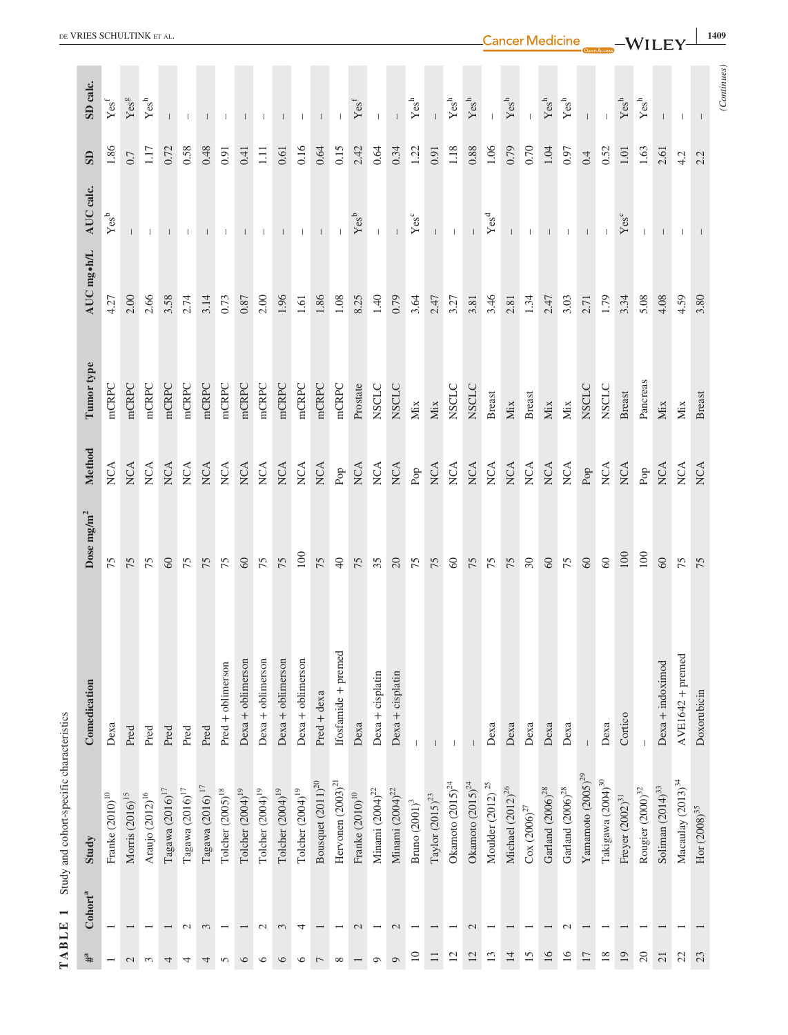**TABLE 1** Study and cohort-specific characteristics

| #[a] | Cohort[a] | Study | Comedication | Dose mg/m$^2$ | Method | Tumor type | AUC mg•h/L | AUC calc. | SD | SD calc. |
|---|---|---|---|---|---|---|---|---|---|---|
| 1 | 1 | Franke (2010)[10] | Dexa | 75 | NCA | mCRPC | 4.27 | Yes[b] | 1.86 | Yes[f] |
| 2 | 1 | Morris (2016)[15] | Pred | 75 | NCA | mCRPC | 2.00 | – | 0.7 | Yes[g] |
| 3 | 1 | Araujo (2012)[16] | Pred | 75 | NCA | mCRPC | 2.66 | – | 1.17 | Yes[h] |
| 4 | 1 | Tagawa (2016)[17] | Pred | 60 | NCA | mCRPC | 3.58 | – | 0.72 | – |
| 4 | 2 | Tagawa (2016)[17] | Pred | 75 | NCA | mCRPC | 2.74 | – | 0.58 | – |
| 4 | 3 | Tagawa (2016)[17] | Pred | 75 | NCA | mCRPC | 3.14 | – | 0.48 | – |
| 5 | 1 | Tolcher (2005)[18] | Pred + oblimerson | 75 | NCA | mCRPC | 0.73 | – | 0.91 | – |
| 6 | 1 | Tolcher (2004)[19] | Dexa + oblimerson | 60 | NCA | mCRPC | 0.87 | – | 0.41 | – |
| 6 | 2 | Tolcher (2004)[19] | Dexa + oblimerson | 75 | NCA | mCRPC | 2.00 | – | 1.11 | – |
| 6 | 3 | Tolcher (2004)[19] | Dexa + oblimerson | 75 | NCA | mCRPC | 1.96 | – | 0.61 | – |
| 6 | 4 | Tolcher (2004)[19] | Dexa + oblimerson | 100 | NCA | mCRPC | 1.61 | – | 0.16 | – |
| 7 | 1 | Bousquet (2011)[20] | Pred + dexa | 75 | NCA | mCRPC | 1.86 | – | 0.64 | – |
| 8 | 1 | Hervonen (2003)[21] | Ifosfamide + premed | 40 | Pop | mCRPC | 1.08 | – | 0.15 | – |
| 1 | 2 | Franke (2010)[10] | Dexa | 75 | NCA | Prostate | 8.25 | Yes[b] | 2.42 | Yes[f] |
| 9 | 1 | Minami (2004)[22] | Dexa + cisplatin | 35 | NCA | NSCLC | 1.40 | – | 0.64 | – |
| 9 | 2 | Minami (2004)[22] | Dexa + cisplatin | 20 | NCA | NSCLC | 0.79 | – | 0.34 | – |
| 10 | 1 | Bruno (2001)[3] | – | 75 | Pop | Mix | 3.64 | Yes[c] | 1.22 | Yes[h] |
| 11 | 1 | Taylor (2015)[23] | – | 75 | NCA | Mix | 2.47 | – | 0.91 | – |
| 12 | 1 | Okamoto (2015)[24] | – | 60 | NCA | NSCLC | 3.27 | – | 1.18 | Yes[h] |
| 12 | 2 | Okamoto (2015)[24] | – | 75 | NCA | NSCLC | 3.81 | – | 0.88 | Yes[h] |
| 13 | 1 | Moulder (2012)[25] | Dexa | 75 | NCA | Breast | 3.46 | Yes[d] | 1.06 | – |
| 14 | 1 | Michael (2012)[26] | Dexa | 75 | NCA | Mix | 2.81 | – | 0.79 | Yes[h] |
| 15 | 1 | Cox (2006)[27] | Dexa | 30 | NCA | Breast | 1.34 | – | 0.70 | – |
| 16 | 1 | Garland (2006)[28] | Dexa | 60 | NCA | Mix | 2.47 | – | 1.04 | Yes[h] |
| 16 | 2 | Garland (2006)[28] | Dexa | 75 | NCA | Mix | 3.03 | – | 0.97 | Yes[h] |
| 17 | 1 | Yamamoto (2005)[29] | – | 60 | Pop | NSCLC | 2.71 | – | 0.4 | – |
| 18 | 1 | Takigawa (2004)[30] | Dexa | 60 | NCA | NSCLC | 1.79 | – | 0.52 | – |
| 19 | 1 | Freyer (2002)[31] | Cortico | 100 | NCA | Breast | 3.34 | Yes[c] | 1.01 | Yes[h] |
| 20 | 1 | Rougier (2000)[32] | – | 100 | Pop | Pancreas | 5.08 | – | 1.63 | Yes[h] |
| 21 | 1 | Soliman (2014)[33] | Dexa + indoximod | 60 | NCA | Mix | 4.08 | – | 2.61 | – |
| 22 | 1 | Macaulay (2013)[34] | AVE1642 + premed | 75 | NCA | Mix | 4.59 | – | 4.2 | – |
| 23 | 1 | Hor (2008)[35] | Doxorubicin | 75 | NCA | Breast | 3.80 | – | 2.2 | – |

(Continues)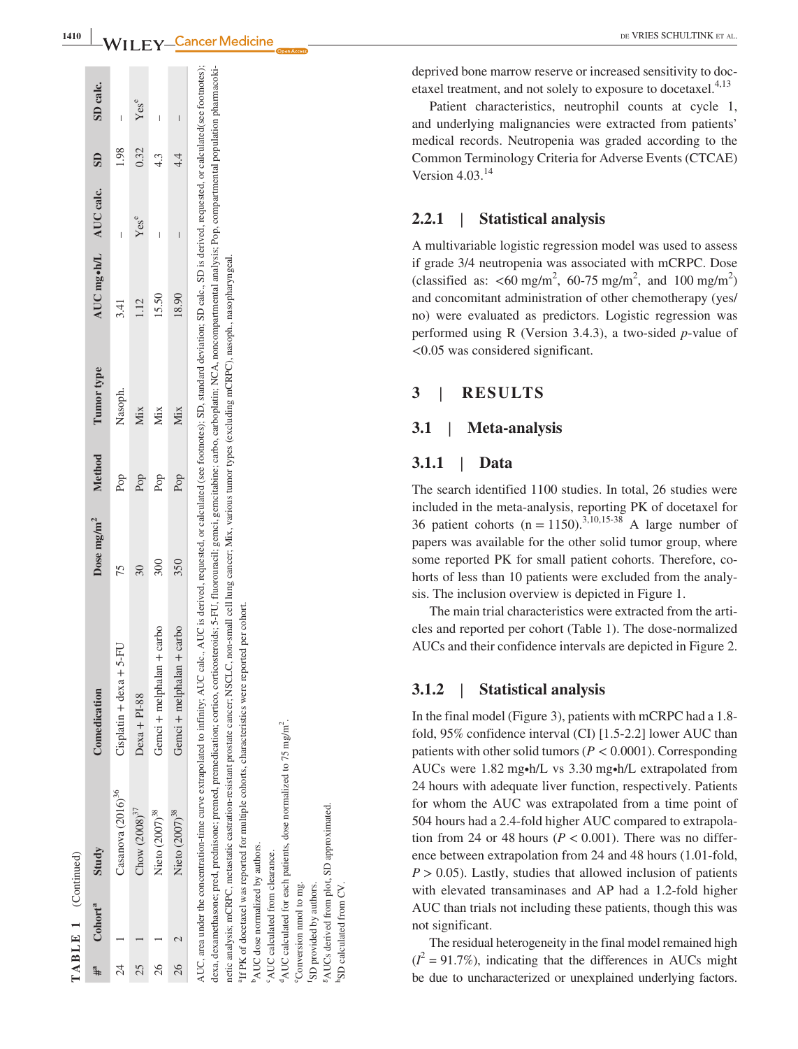**TABLE 1** (Continued)

| #[a] | Cohort[a] | Study | Comedication | Dose mg/m² | Method | Tumor type | AUC mg•h/L | AUC calc. | SD | SD calc. |
|---|---|---|---|---|---|---|---|---|---|---|
| 24 | 1 | Casanova (2016)[36] | Cisplatin + dexa + 5-FU | 75 | Pop | Nasoph. | 3.41 | – | 1.98 | – |
| 25 | 1 | Chow (2008)[37] | Dexa + PI-88 | 30 | Pop | Mix | 1.12 | Yes[e] | 0.32 | Yes[e] |
| 26 | 1 | Nieto (2007)[38] | Gemci + melphalan + carbo | 300 | Pop | Mix | 15.50 | – | 4.3 | – |
| 26 | 2 | Nieto (2007)[38] | Gemci + melphalan + carbo | 350 | Pop | Mix | 18.90 | – | 4.4 | – |

AUC, area under the concentration-time curve extrapolated to infinity; AUC calc., AUC is derived, requested, or calculated (see footnotes); SD, standard deviation; SD calc., SD is derived, requested, or calculated (see footnotes); dexa, dexamethasone; pred, prednisone; premed, premedication; cortico, corticosteroids; 5-FU, fluorouracil; gemci, gemcitabine; carbo, carboplatin; NCA, noncompartmental analysis; Pop, compartmental population pharmacokinetic analysis; mCRPC, metastatic castration-resistant prostate cancer; NSCLC, non-small cell lung cancer; Mix, various tumor types (excluding mCRPC), nasoph., nasopharyngeal.

[a]If PK of docetaxel was reported for multiple cohorts, characteristics were reported per cohort.

[b]AUC dose normalized by authors.

[c]AUC calculated from clearance.

[d]AUC calculated for each patients, dose normalized to 75 mg/m².

[e]Conversion nmol to mg.

[f]SD provided by authors.

[g]AUCs derived from plot, SD approximated.

[h]SD calculated from CV.

deprived bone marrow reserve or increased sensitivity to docetaxel treatment, and not solely to exposure to docetaxel.[4,13]

Patient characteristics, neutrophil counts at cycle 1, and underlying malignancies were extracted from patients' medical records. Neutropenia was graded according to the Common Terminology Criteria for Adverse Events (CTCAE) Version 4.03.[14]

#### 2.2.1 | Statistical analysis

A multivariable logistic regression model was used to assess if grade 3/4 neutropenia was associated with mCRPC. Dose (classified as: <60 mg/m², 60-75 mg/m², and 100 mg/m²) and concomitant administration of other chemotherapy (yes/no) were evaluated as predictors. Logistic regression was performed using R (Version 3.4.3), a two-sided $p$-value of <0.05 was considered significant.

## 3 | RESULTS

### 3.1 | Meta-analysis

#### 3.1.1 | Data

The search identified 1100 studies. In total, 26 studies were included in the meta-analysis, reporting PK of docetaxel for 36 patient cohorts (n = 1150).[3,10,15-38] A large number of papers was available for the other solid tumor group, where some reported PK for small patient cohorts. Therefore, cohorts of less than 10 patients were excluded from the analysis. The inclusion overview is depicted in Figure 1.

The main trial characteristics were extracted from the articles and reported per cohort (Table 1). The dose-normalized AUCs and their confidence intervals are depicted in Figure 2.

#### 3.1.2 | Statistical analysis

In the final model (Figure 3), patients with mCRPC had a 1.8-fold, 95% confidence interval (CI) [1.5-2.2] lower AUC than patients with other solid tumors ($P < 0.0001$). Corresponding AUCs were 1.82 mg•h/L vs 3.30 mg•h/L extrapolated from 24 hours with adequate liver function, respectively. Patients for whom the AUC was extrapolated from a time point of 504 hours had a 2.4-fold higher AUC compared to extrapolation from 24 or 48 hours ($P < 0.001$). There was no difference between extrapolation from 24 and 48 hours (1.01-fold, $P > 0.05$). Lastly, studies that allowed inclusion of patients with elevated transaminases and AP had a 1.2-fold higher AUC than trials not including these patients, though this was not significant.

The residual heterogeneity in the final model remained high ($I^2 = 91.7\%$), indicating that the differences in AUCs might be due to uncharacterized or unexplained underlying factors.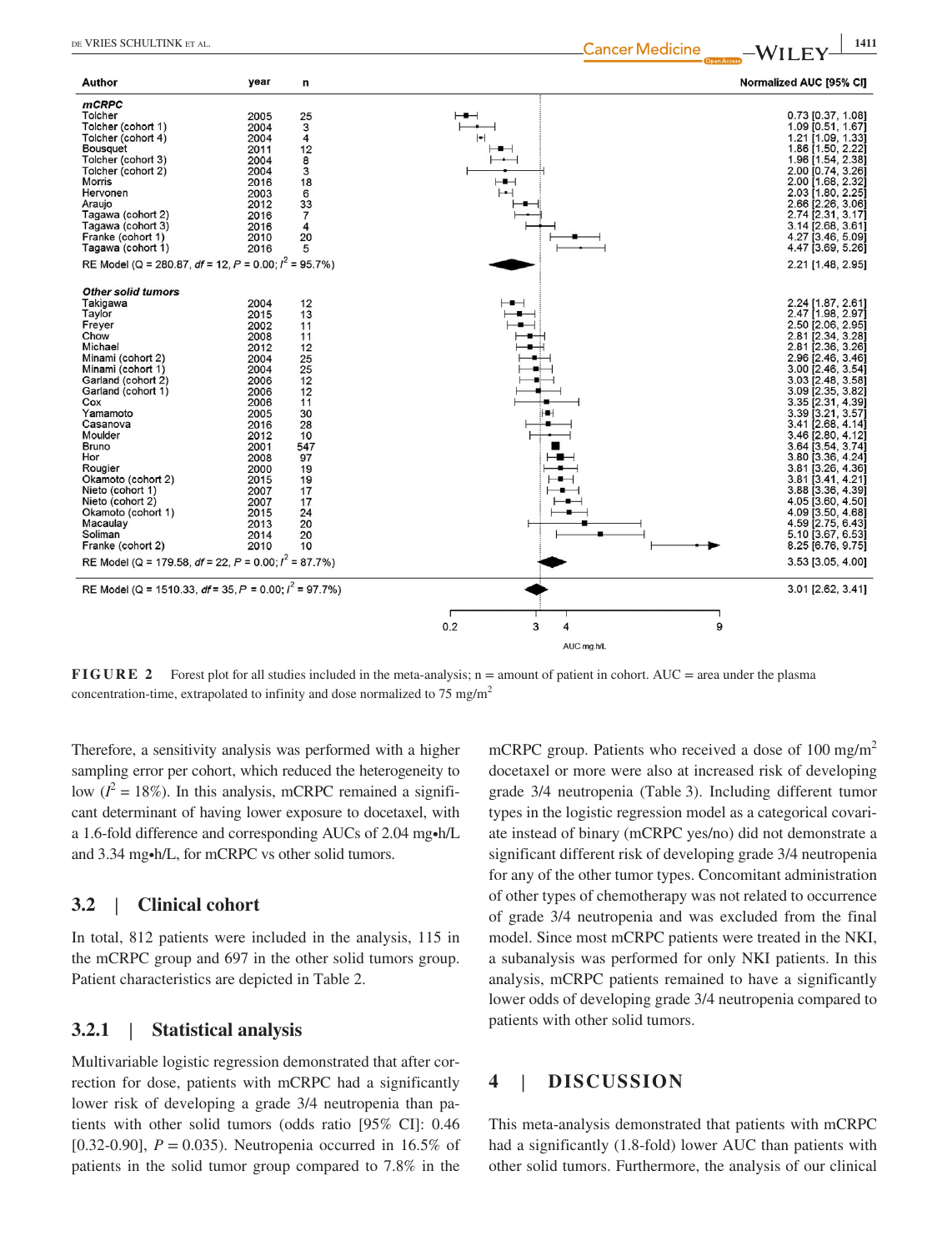| Author | year | n | Normalized AUC [95% CI] |
|---|---|---|---|
| ***mCRPC*** | | | |
| Tolcher | 2005 | 25 | 0.73 [0.37, 1.08] |
| Tolcher (cohort 1) | 2004 | 3 | 1.09 [0.51, 1.67] |
| Tolcher (cohort 4) | 2004 | 4 | 1.21 [1.09, 1.33] |
| Bousquet | 2011 | 12 | 1.86 [1.50, 2.22] |
| Tolcher (cohort 3) | 2004 | 8 | 1.96 [1.54, 2.38] |
| Tolcher (cohort 2) | 2004 | 3 | 2.00 [0.74, 3.26] |
| Morris | 2016 | 18 | 2.00 [1.68, 2.32] |
| Hervonen | 2003 | 6 | 2.03 [1.80, 2.25] |
| Araujo | 2012 | 33 | 2.66 [2.26, 3.06] |
| Tagawa (cohort 2) | 2016 | 7 | 2.74 [2.31, 3.17] |
| Tagawa (cohort 3) | 2016 | 4 | 3.14 [2.68, 3.61] |
| Franke (cohort 1) | 2010 | 20 | 4.27 [3.46, 5.09] |
| Tagawa (cohort 1) | 2016 | 5 | 4.47 [3.69, 5.26] |
| RE Model (Q = 280.87, *df* = 12, *P* = 0.00; $I^2$ = 95.7%) | | | 2.21 [1.48, 2.95] |
| ***Other solid tumors*** | | | |
| Takigawa | 2004 | 12 | 2.24 [1.87, 2.61] |
| Taylor | 2015 | 13 | 2.47 [1.98, 2.97] |
| Freyer | 2002 | 11 | 2.50 [2.06, 2.95] |
| Chow | 2008 | 11 | 2.81 [2.34, 3.28] |
| Michael | 2012 | 12 | 2.81 [2.36, 3.26] |
| Minami (cohort 2) | 2004 | 25 | 2.96 [2.46, 3.46] |
| Minami (cohort 1) | 2004 | 25 | 3.00 [2.46, 3.54] |
| Garland (cohort 2) | 2006 | 12 | 3.03 [2.48, 3.58] |
| Garland (cohort 1) | 2006 | 12 | 3.09 [2.35, 3.82] |
| Cox | 2006 | 11 | 3.35 [2.31, 4.39] |
| Yamamoto | 2005 | 30 | 3.39 [3.21, 3.57] |
| Casanova | 2016 | 28 | 3.41 [2.68, 4.14] |
| Moulder | 2012 | 10 | 3.46 [2.80, 4.12] |
| Bruno | 2001 | 547 | 3.64 [3.54, 3.74] |
| Hor | 2008 | 97 | 3.80 [3.36, 4.24] |
| Rougier | 2000 | 19 | 3.81 [3.26, 4.36] |
| Okamoto (cohort 2) | 2015 | 19 | 3.81 [3.41, 4.21] |
| Nieto (cohort 1) | 2007 | 17 | 3.88 [3.36, 4.39] |
| Nieto (cohort 2) | 2007 | 17 | 4.05 [3.60, 4.50] |
| Okamoto (cohort 1) | 2015 | 24 | 4.09 [3.50, 4.68] |
| Macaulay | 2013 | 20 | 4.59 [2.75, 6.43] |
| Soliman | 2014 | 20 | 5.10 [3.67, 6.53] |
| Franke (cohort 2) | 2010 | 10 | 8.25 [6.76, 9.75] |
| RE Model (Q = 179.58, *df* = 22, *P* = 0.00; $I^2$ = 87.7%) | | | 3.53 [3.05, 4.00] |
| RE Model (Q = 1510.33, *df* = 35, *P* = 0.00; $I^2$ = 97.7%) | | | 3.01 [2.62, 3.41] |

**FIGURE 2** Forest plot for all studies included in the meta-analysis; n = amount of patient in cohort. AUC = area under the plasma concentration-time, extrapolated to infinity and dose normalized to 75 mg/m²

Therefore, a sensitivity analysis was performed with a higher sampling error per cohort, which reduced the heterogeneity to low ($I^2$ = 18%). In this analysis, mCRPC remained a significant determinant of having lower exposure to docetaxel, with a 1.6-fold difference and corresponding AUCs of 2.04 mg•h/L and 3.34 mg•h/L, for mCRPC vs other solid tumors.

## 3.2 | Clinical cohort

In total, 812 patients were included in the analysis, 115 in the mCRPC group and 697 in the other solid tumors group. Patient characteristics are depicted in Table 2.

### 3.2.1 | Statistical analysis

Multivariable logistic regression demonstrated that after correction for dose, patients with mCRPC had a significantly lower risk of developing a grade 3/4 neutropenia than patients with other solid tumors (odds ratio [95% CI]: 0.46 [0.32-0.90], $P = 0.035$). Neutropenia occurred in 16.5% of patients in the solid tumor group compared to 7.8% in the mCRPC group. Patients who received a dose of 100 mg/m² docetaxel or more were also at increased risk of developing grade 3/4 neutropenia (Table 3). Including different tumor types in the logistic regression model as a categorical covariate instead of binary (mCRPC yes/no) did not demonstrate a significant different risk of developing grade 3/4 neutropenia for any of the other tumor types. Concomitant administration of other types of chemotherapy was not related to occurrence of grade 3/4 neutropenia and was excluded from the final model. Since most mCRPC patients were treated in the NKI, a subanalysis was performed for only NKI patients. In this analysis, mCRPC patients remained to have a significantly lower odds of developing grade 3/4 neutropenia compared to patients with other solid tumors.

# 4 | DISCUSSION

This meta-analysis demonstrated that patients with mCRPC had a significantly (1.8-fold) lower AUC than patients with other solid tumors. Furthermore, the analysis of our clinical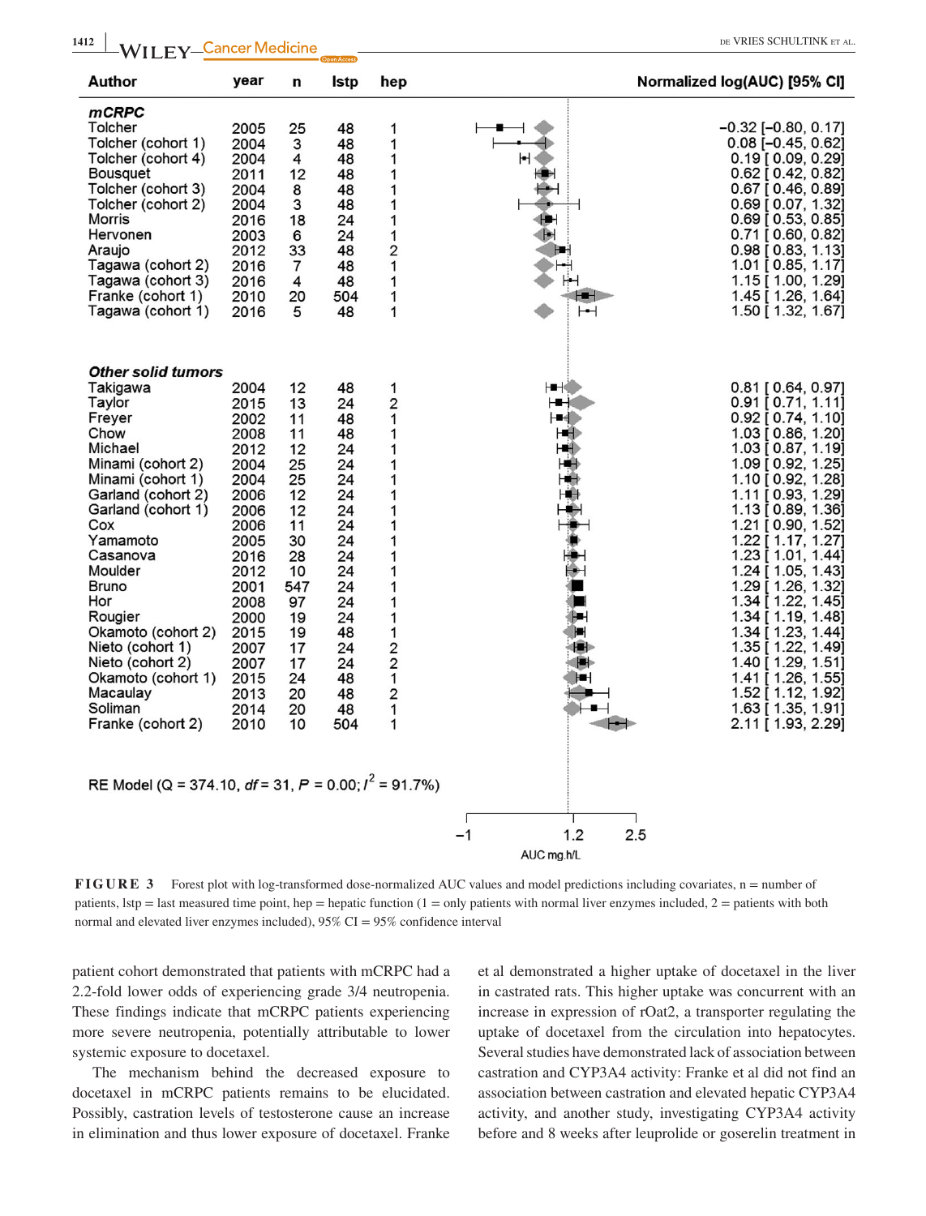| Author | year | n | lstp | hep | Normalized log(AUC) [95% CI] |
|---|---|---|---|---|---|
| ***mCRPC*** | | | | | |
| Tolcher | 2005 | 25 | 48 | 1 | −0.32 [−0.80, 0.17] |
| Tolcher (cohort 1) | 2004 | 3 | 48 | 1 | 0.08 [−0.45, 0.62] |
| Tolcher (cohort 4) | 2004 | 4 | 48 | 1 | 0.19 [ 0.09, 0.29] |
| Bousquet | 2011 | 12 | 48 | 1 | 0.62 [ 0.42, 0.82] |
| Tolcher (cohort 3) | 2004 | 8 | 48 | 1 | 0.67 [ 0.46, 0.89] |
| Tolcher (cohort 2) | 2004 | 3 | 48 | 1 | 0.69 [ 0.07, 1.32] |
| Morris | 2016 | 18 | 24 | 1 | 0.69 [ 0.53, 0.85] |
| Hervonen | 2003 | 6 | 24 | 1 | 0.71 [ 0.60, 0.82] |
| Araujo | 2012 | 33 | 48 | 2 | 0.98 [ 0.83, 1.13] |
| Tagawa (cohort 2) | 2016 | 7 | 48 | 1 | 1.01 [ 0.85, 1.17] |
| Tagawa (cohort 3) | 2016 | 4 | 48 | 1 | 1.15 [ 1.00, 1.29] |
| Franke (cohort 1) | 2010 | 20 | 504 | 1 | 1.45 [ 1.26, 1.64] |
| Tagawa (cohort 1) | 2016 | 5 | 48 | 1 | 1.50 [ 1.32, 1.67] |
| ***Other solid tumors*** | | | | | |
| Takigawa | 2004 | 12 | 48 | 1 | 0.81 [ 0.64, 0.97] |
| Taylor | 2015 | 13 | 24 | 2 | 0.91 [ 0.71, 1.11] |
| Freyer | 2002 | 11 | 48 | 1 | 0.92 [ 0.74, 1.10] |
| Chow | 2008 | 11 | 48 | 1 | 1.03 [ 0.86, 1.20] |
| Michael | 2012 | 12 | 24 | 1 | 1.03 [ 0.87, 1.19] |
| Minami (cohort 2) | 2004 | 25 | 24 | 1 | 1.09 [ 0.92, 1.25] |
| Minami (cohort 1) | 2004 | 25 | 24 | 1 | 1.10 [ 0.92, 1.28] |
| Garland (cohort 2) | 2006 | 12 | 24 | 1 | 1.11 [ 0.93, 1.29] |
| Garland (cohort 1) | 2006 | 12 | 24 | 1 | 1.13 [ 0.89, 1.36] |
| Cox | 2006 | 11 | 24 | 1 | 1.21 [ 0.90, 1.52] |
| Yamamoto | 2005 | 30 | 24 | 1 | 1.22 [ 1.17, 1.27] |
| Casanova | 2016 | 28 | 24 | 1 | 1.23 [ 1.01, 1.44] |
| Moulder | 2012 | 10 | 24 | 1 | 1.24 [ 1.05, 1.43] |
| Bruno | 2001 | 547 | 24 | 1 | 1.29 [ 1.26, 1.32] |
| Hor | 2008 | 97 | 24 | 1 | 1.34 [ 1.22, 1.45] |
| Rougier | 2000 | 19 | 24 | 1 | 1.34 [ 1.19, 1.48] |
| Okamoto (cohort 2) | 2015 | 19 | 48 | 1 | 1.34 [ 1.23, 1.44] |
| Nieto (cohort 1) | 2007 | 17 | 24 | 2 | 1.35 [ 1.22, 1.49] |
| Nieto (cohort 2) | 2007 | 17 | 24 | 2 | 1.40 [ 1.29, 1.51] |
| Okamoto (cohort 1) | 2015 | 24 | 48 | 1 | 1.41 [ 1.26, 1.55] |
| Macaulay | 2013 | 20 | 48 | 2 | 1.52 [ 1.12, 1.92] |
| Soliman | 2014 | 20 | 48 | 1 | 1.63 [ 1.35, 1.91] |
| Franke (cohort 2) | 2010 | 10 | 504 | 1 | 2.11 [ 1.93, 2.29] |

RE Model ($Q$ = 374.10, $df$ = 31, $P$ = 0.00; $I^2$ = 91.7%)

AUC mg.h/L (axis: −1, 1.2, 2.5)

**FIGURE 3** Forest plot with log-transformed dose-normalized AUC values and model predictions including covariates, n = number of patients, lstp = last measured time point, hep = hepatic function (1 = only patients with normal liver enzymes included, 2 = patients with both normal and elevated liver enzymes included), 95% CI = 95% confidence interval

patient cohort demonstrated that patients with mCRPC had a 2.2-fold lower odds of experiencing grade 3/4 neutropenia. These findings indicate that mCRPC patients experiencing more severe neutropenia, potentially attributable to lower systemic exposure to docetaxel.

The mechanism behind the decreased exposure to docetaxel in mCRPC patients remains to be elucidated. Possibly, castration levels of testosterone cause an increase in elimination and thus lower exposure of docetaxel. Franke et al demonstrated a higher uptake of docetaxel in the liver in castrated rats. This higher uptake was concurrent with an increase in expression of rOat2, a transporter regulating the uptake of docetaxel from the circulation into hepatocytes. Several studies have demonstrated lack of association between castration and CYP3A4 activity: Franke et al did not find an association between castration and elevated hepatic CYP3A4 activity, and another study, investigating CYP3A4 activity before and 8 weeks after leuprolide or goserelin treatment in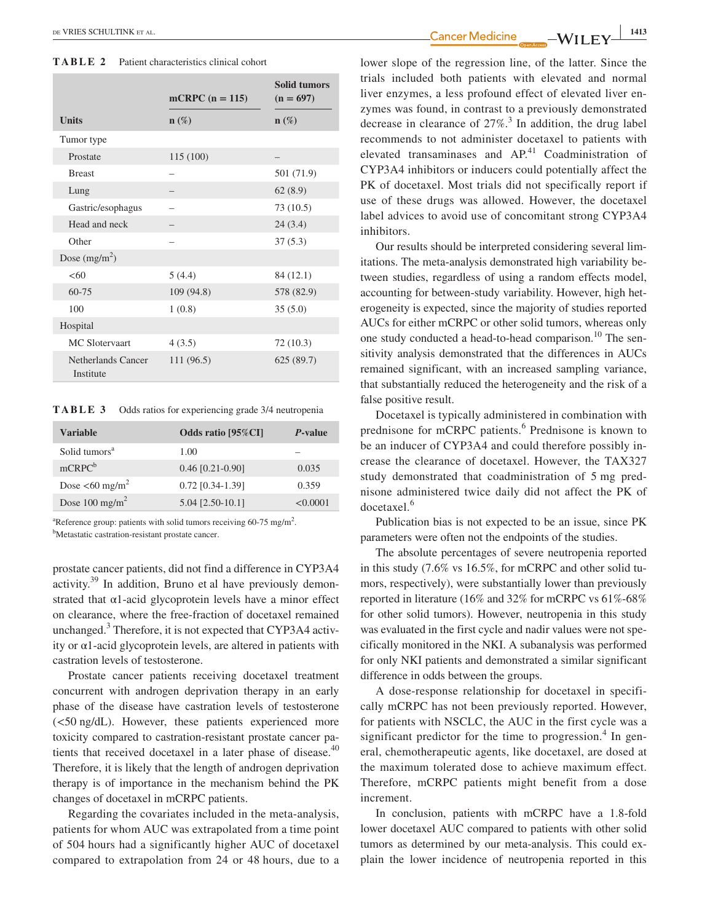**TABLE 2** Patient characteristics clinical cohort

| Units | mCRPC (n = 115) n (%) | Solid tumors (n = 697) n (%) |
|---|---|---|
| Tumor type | | |
| Prostate | 115 (100) | – |
| Breast | – | 501 (71.9) |
| Lung | – | 62 (8.9) |
| Gastric/esophagus | – | 73 (10.5) |
| Head and neck | – | 24 (3.4) |
| Other | – | 37 (5.3) |
| Dose (mg/m$^2$) | | |
| <60 | 5 (4.4) | 84 (12.1) |
| 60-75 | 109 (94.8) | 578 (82.9) |
| 100 | 1 (0.8) | 35 (5.0) |
| Hospital | | |
| MC Slotervaart | 4 (3.5) | 72 (10.3) |
| Netherlands Cancer Institute | 111 (96.5) | 625 (89.7) |

**TABLE 3** Odds ratios for experiencing grade 3/4 neutropenia

| Variable | Odds ratio [95%CI] | *P*-value |
|---|---|---|
| Solid tumors[a] | 1.00 | – |
| mCRPC[b] | 0.46 [0.21-0.90] | 0.035 |
| Dose <60 mg/m$^2$ | 0.72 [0.34-1.39] | 0.359 |
| Dose 100 mg/m$^2$ | 5.04 [2.50-10.1] | <0.0001 |

[a]Reference group: patients with solid tumors receiving 60-75 mg/m$^2$.
[b]Metastatic castration-resistant prostate cancer.

prostate cancer patients, did not find a difference in CYP3A4 activity.[39] In addition, Bruno et al have previously demonstrated that α1-acid glycoprotein levels have a minor effect on clearance, where the free-fraction of docetaxel remained unchanged.[3] Therefore, it is not expected that CYP3A4 activity or α1-acid glycoprotein levels, are altered in patients with castration levels of testosterone.

Prostate cancer patients receiving docetaxel treatment concurrent with androgen deprivation therapy in an early phase of the disease have castration levels of testosterone (<50 ng/dL). However, these patients experienced more toxicity compared to castration-resistant prostate cancer patients that received docetaxel in a later phase of disease.[40] Therefore, it is likely that the length of androgen deprivation therapy is of importance in the mechanism behind the PK changes of docetaxel in mCRPC patients.

Regarding the covariates included in the meta-analysis, patients for whom AUC was extrapolated from a time point of 504 hours had a significantly higher AUC of docetaxel compared to extrapolation from 24 or 48 hours, due to a lower slope of the regression line, of the latter. Since the trials included both patients with elevated and normal liver enzymes, a less profound effect of elevated liver enzymes was found, in contrast to a previously demonstrated decrease in clearance of 27%.[3] In addition, the drug label recommends to not administer docetaxel to patients with elevated transaminases and AP.[41] Coadministration of CYP3A4 inhibitors or inducers could potentially affect the PK of docetaxel. Most trials did not specifically report if use of these drugs was allowed. However, the docetaxel label advices to avoid use of concomitant strong CYP3A4 inhibitors.

Our results should be interpreted considering several limitations. The meta-analysis demonstrated high variability between studies, regardless of using a random effects model, accounting for between-study variability. However, high heterogeneity is expected, since the majority of studies reported AUCs for either mCRPC or other solid tumors, whereas only one study conducted a head-to-head comparison.[10] The sensitivity analysis demonstrated that the differences in AUCs remained significant, with an increased sampling variance, that substantially reduced the heterogeneity and the risk of a false positive result.

Docetaxel is typically administered in combination with prednisone for mCRPC patients.[6] Prednisone is known to be an inducer of CYP3A4 and could therefore possibly increase the clearance of docetaxel. However, the TAX327 study demonstrated that coadministration of 5 mg prednisone administered twice daily did not affect the PK of docetaxel.[6]

Publication bias is not expected to be an issue, since PK parameters were often not the endpoints of the studies.

The absolute percentages of severe neutropenia reported in this study (7.6% vs 16.5%, for mCRPC and other solid tumors, respectively), were substantially lower than previously reported in literature (16% and 32% for mCRPC vs 61%-68% for other solid tumors). However, neutropenia in this study was evaluated in the first cycle and nadir values were not specifically monitored in the NKI. A subanalysis was performed for only NKI patients and demonstrated a similar significant difference in odds between the groups.

A dose-response relationship for docetaxel in specifically mCRPC has not been previously reported. However, for patients with NSCLC, the AUC in the first cycle was a significant predictor for the time to progression.[4] In general, chemotherapeutic agents, like docetaxel, are dosed at the maximum tolerated dose to achieve maximum effect. Therefore, mCRPC patients might benefit from a dose increment.

In conclusion, patients with mCRPC have a 1.8-fold lower docetaxel AUC compared to patients with other solid tumors as determined by our meta-analysis. This could explain the lower incidence of neutropenia reported in this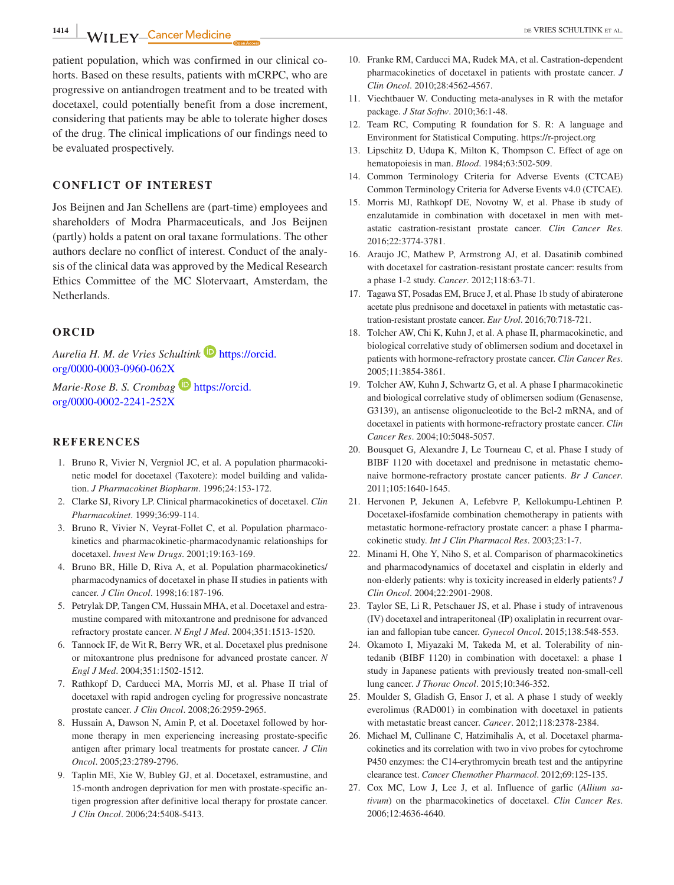patient population, which was confirmed in our clinical cohorts. Based on these results, patients with mCRPC, who are progressive on antiandrogen treatment and to be treated with docetaxel, could potentially benefit from a dose increment, considering that patients may be able to tolerate higher doses of the drug. The clinical implications of our findings need to be evaluated prospectively.

## CONFLICT OF INTEREST

Jos Beijnen and Jan Schellens are (part-time) employees and shareholders of Modra Pharmaceuticals, and Jos Beijnen (partly) holds a patent on oral taxane formulations. The other authors declare no conflict of interest. Conduct of the analysis of the clinical data was approved by the Medical Research Ethics Committee of the MC Slotervaart, Amsterdam, the Netherlands.

## ORCID

*Aurelia H. M. de Vries Schultink* https://orcid.org/0000-0003-0960-062X

*Marie-Rose B. S. Crombag* https://orcid.org/0000-0002-2241-252X

## REFERENCES

1. Bruno R, Vivier N, Vergniol JC, et al. A population pharmacokinetic model for docetaxel (Taxotere): model building and validation. *J Pharmacokinet Biopharm*. 1996;24:153-172.
2. Clarke SJ, Rivory LP. Clinical pharmacokinetics of docetaxel. *Clin Pharmacokinet*. 1999;36:99-114.
3. Bruno R, Vivier N, Veyrat-Follet C, et al. Population pharmacokinetics and pharmacokinetic-pharmacodynamic relationships for docetaxel. *Invest New Drugs*. 2001;19:163-169.
4. Bruno BR, Hille D, Riva A, et al. Population pharmacokinetics/pharmacodynamics of docetaxel in phase II studies in patients with cancer. *J Clin Oncol*. 1998;16:187-196.
5. Petrylak DP, Tangen CM, Hussain MHA, et al. Docetaxel and estramustine compared with mitoxantrone and prednisone for advanced refractory prostate cancer. *N Engl J Med*. 2004;351:1513-1520.
6. Tannock IF, de Wit R, Berry WR, et al. Docetaxel plus prednisone or mitoxantrone plus prednisone for advanced prostate cancer. *N Engl J Med*. 2004;351:1502-1512.
7. Rathkopf D, Carducci MA, Morris MJ, et al. Phase II trial of docetaxel with rapid androgen cycling for progressive noncastrate prostate cancer. *J Clin Oncol*. 2008;26:2959-2965.
8. Hussain A, Dawson N, Amin P, et al. Docetaxel followed by hormone therapy in men experiencing increasing prostate-specific antigen after primary local treatments for prostate cancer. *J Clin Oncol*. 2005;23:2789-2796.
9. Taplin ME, Xie W, Bubley GJ, et al. Docetaxel, estramustine, and 15-month androgen deprivation for men with prostate-specific antigen progression after definitive local therapy for prostate cancer. *J Clin Oncol*. 2006;24:5408-5413.
10. Franke RM, Carducci MA, Rudek MA, et al. Castration-dependent pharmacokinetics of docetaxel in patients with prostate cancer. *J Clin Oncol*. 2010;28:4562-4567.
11. Viechtbauer W. Conducting meta-analyses in R with the metafor package. *J Stat Softw*. 2010;36:1-48.
12. Team RC, Computing R foundation for S. R: A language and Environment for Statistical Computing. https://r-project.org
13. Lipschitz D, Udupa K, Milton K, Thompson C. Effect of age on hematopoiesis in man. *Blood*. 1984;63:502-509.
14. Common Terminology Criteria for Adverse Events (CTCAE) Common Terminology Criteria for Adverse Events v4.0 (CTCAE).
15. Morris MJ, Rathkopf DE, Novotny W, et al. Phase ib study of enzalutamide in combination with docetaxel in men with metastatic castration-resistant prostate cancer. *Clin Cancer Res*. 2016;22:3774-3781.
16. Araujo JC, Mathew P, Armstrong AJ, et al. Dasatinib combined with docetaxel for castration-resistant prostate cancer: results from a phase 1-2 study. *Cancer*. 2012;118:63-71.
17. Tagawa ST, Posadas EM, Bruce J, et al. Phase 1b study of abiraterone acetate plus prednisone and docetaxel in patients with metastatic castration-resistant prostate cancer. *Eur Urol*. 2016;70:718-721.
18. Tolcher AW, Chi K, Kuhn J, et al. A phase II, pharmacokinetic, and biological correlative study of oblimersen sodium and docetaxel in patients with hormone-refractory prostate cancer. *Clin Cancer Res*. 2005;11:3854-3861.
19. Tolcher AW, Kuhn J, Schwartz G, et al. A phase I pharmacokinetic and biological correlative study of oblimersen sodium (Genasense, G3139), an antisense oligonucleotide to the Bcl-2 mRNA, and of docetaxel in patients with hormone-refractory prostate cancer. *Clin Cancer Res*. 2004;10:5048-5057.
20. Bousquet G, Alexandre J, Le Tourneau C, et al. Phase I study of BIBF 1120 with docetaxel and prednisone in metastatic chemo-naive hormone-refractory prostate cancer patients. *Br J Cancer*. 2011;105:1640-1645.
21. Hervonen P, Jekunen A, Lefebvre P, Kellokumpu-Lehtinen P. Docetaxel-ifosfamide combination chemotherapy in patients with metastatic hormone-refractory prostate cancer: a phase I pharmacokinetic study. *Int J Clin Pharmacol Res*. 2003;23:1-7.
22. Minami H, Ohe Y, Niho S, et al. Comparison of pharmacokinetics and pharmacodynamics of docetaxel and cisplatin in elderly and non-elderly patients: why is toxicity increased in elderly patients? *J Clin Oncol*. 2004;22:2901-2908.
23. Taylor SE, Li R, Petschauer JS, et al. Phase i study of intravenous (IV) docetaxel and intraperitoneal (IP) oxaliplatin in recurrent ovarian and fallopian tube cancer. *Gynecol Oncol*. 2015;138:548-553.
24. Okamoto I, Miyazaki M, Takeda M, et al. Tolerability of nintedanib (BIBF 1120) in combination with docetaxel: a phase 1 study in Japanese patients with previously treated non-small-cell lung cancer. *J Thorac Oncol*. 2015;10:346-352.
25. Moulder S, Gladish G, Ensor J, et al. A phase 1 study of weekly everolimus (RAD001) in combination with docetaxel in patients with metastatic breast cancer. *Cancer*. 2012;118:2378-2384.
26. Michael M, Cullinane C, Hatzimihalis A, et al. Docetaxel pharmacokinetics and its correlation with two in vivo probes for cytochrome P450 enzymes: the C14-erythromycin breath test and the antipyrine clearance test. *Cancer Chemother Pharmacol*. 2012;69:125-135.
27. Cox MC, Low J, Lee J, et al. Influence of garlic (*Allium sativum*) on the pharmacokinetics of docetaxel. *Clin Cancer Res*. 2006;12:4636-4640.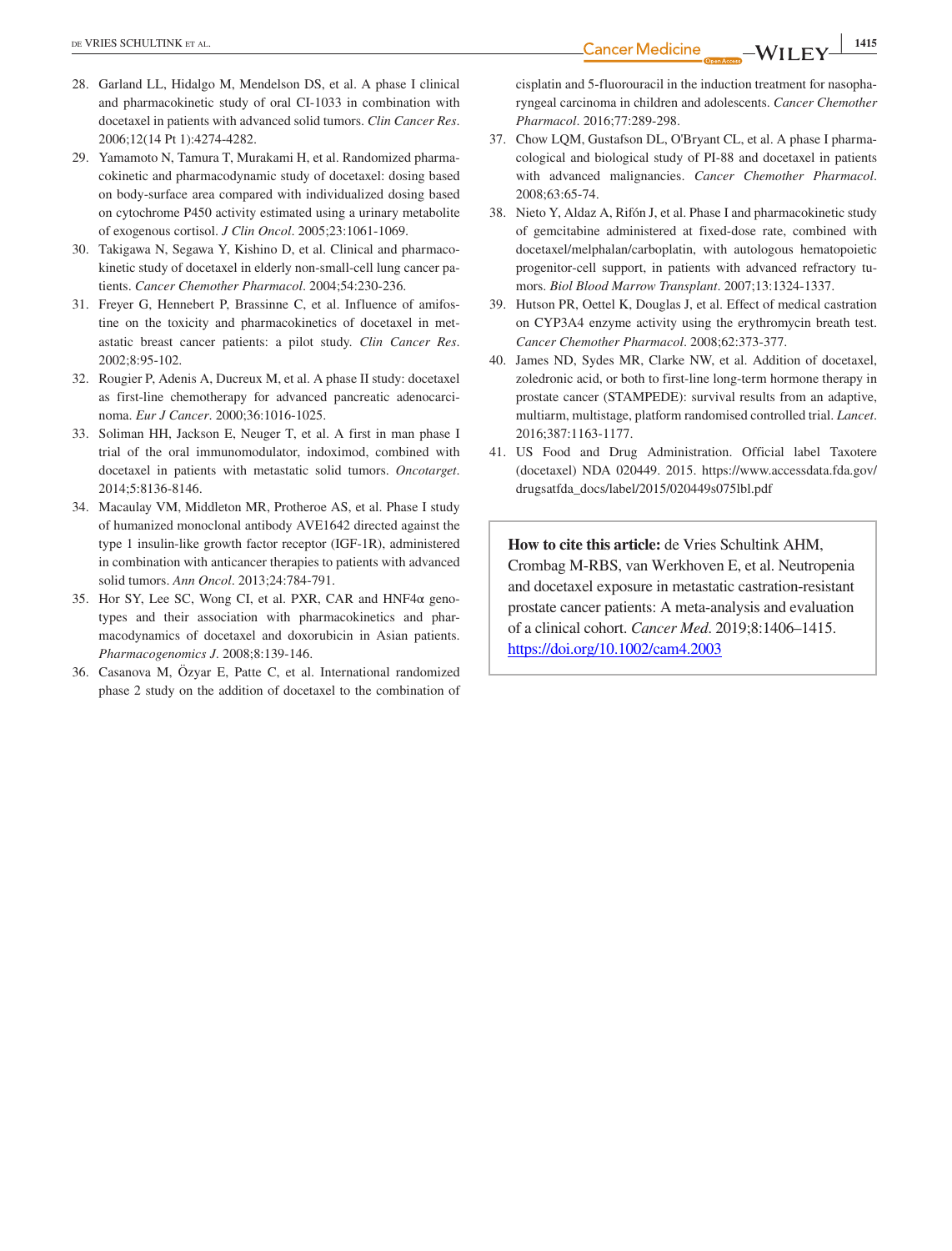28. Garland LL, Hidalgo M, Mendelson DS, et al. A phase I clinical and pharmacokinetic study of oral CI-1033 in combination with docetaxel in patients with advanced solid tumors. *Clin Cancer Res*. 2006;12(14 Pt 1):4274-4282.
29. Yamamoto N, Tamura T, Murakami H, et al. Randomized pharmacokinetic and pharmacodynamic study of docetaxel: dosing based on body-surface area compared with individualized dosing based on cytochrome P450 activity estimated using a urinary metabolite of exogenous cortisol. *J Clin Oncol*. 2005;23:1061-1069.
30. Takigawa N, Segawa Y, Kishino D, et al. Clinical and pharmacokinetic study of docetaxel in elderly non-small-cell lung cancer patients. *Cancer Chemother Pharmacol*. 2004;54:230-236.
31. Freyer G, Hennebert P, Brassinne C, et al. Influence of amifostine on the toxicity and pharmacokinetics of docetaxel in metastatic breast cancer patients: a pilot study. *Clin Cancer Res*. 2002;8:95-102.
32. Rougier P, Adenis A, Ducreux M, et al. A phase II study: docetaxel as first-line chemotherapy for advanced pancreatic adenocarcinoma. *Eur J Cancer*. 2000;36:1016-1025.
33. Soliman HH, Jackson E, Neuger T, et al. A first in man phase I trial of the oral immunomodulator, indoximod, combined with docetaxel in patients with metastatic solid tumors. *Oncotarget*. 2014;5:8136-8146.
34. Macaulay VM, Middleton MR, Protheroe AS, et al. Phase I study of humanized monoclonal antibody AVE1642 directed against the type 1 insulin-like growth factor receptor (IGF-1R), administered in combination with anticancer therapies to patients with advanced solid tumors. *Ann Oncol*. 2013;24:784-791.
35. Hor SY, Lee SC, Wong CI, et al. PXR, CAR and HNF4α genotypes and their association with pharmacokinetics and pharmacodynamics of docetaxel and doxorubicin in Asian patients. *Pharmacogenomics J*. 2008;8:139-146.
36. Casanova M, Özyar E, Patte C, et al. International randomized phase 2 study on the addition of docetaxel to the combination of cisplatin and 5-fluorouracil in the induction treatment for nasopharyngeal carcinoma in children and adolescents. *Cancer Chemother Pharmacol*. 2016;77:289-298.
37. Chow LQM, Gustafson DL, O'Bryant CL, et al. A phase I pharmacological and biological study of PI-88 and docetaxel in patients with advanced malignancies. *Cancer Chemother Pharmacol*. 2008;63:65-74.
38. Nieto Y, Aldaz A, Rifón J, et al. Phase I and pharmacokinetic study of gemcitabine administered at fixed-dose rate, combined with docetaxel/melphalan/carboplatin, with autologous hematopoietic progenitor-cell support, in patients with advanced refractory tumors. *Biol Blood Marrow Transplant*. 2007;13:1324-1337.
39. Hutson PR, Oettel K, Douglas J, et al. Effect of medical castration on CYP3A4 enzyme activity using the erythromycin breath test. *Cancer Chemother Pharmacol*. 2008;62:373-377.
40. James ND, Sydes MR, Clarke NW, et al. Addition of docetaxel, zoledronic acid, or both to first-line long-term hormone therapy in prostate cancer (STAMPEDE): survival results from an adaptive, multiarm, multistage, platform randomised controlled trial. *Lancet*. 2016;387:1163-1177.
41. US Food and Drug Administration. Official label Taxotere (docetaxel) NDA 020449. 2015. https://www.accessdata.fda.gov/drugsatfda_docs/label/2015/020449s075lbl.pdf

**How to cite this article:** de Vries Schultink AHM, Crombag M-RBS, van Werkhoven E, et al. Neutropenia and docetaxel exposure in metastatic castration-resistant prostate cancer patients: A meta-analysis and evaluation of a clinical cohort. *Cancer Med*. 2019;8:1406–1415. https://doi.org/10.1002/cam4.2003